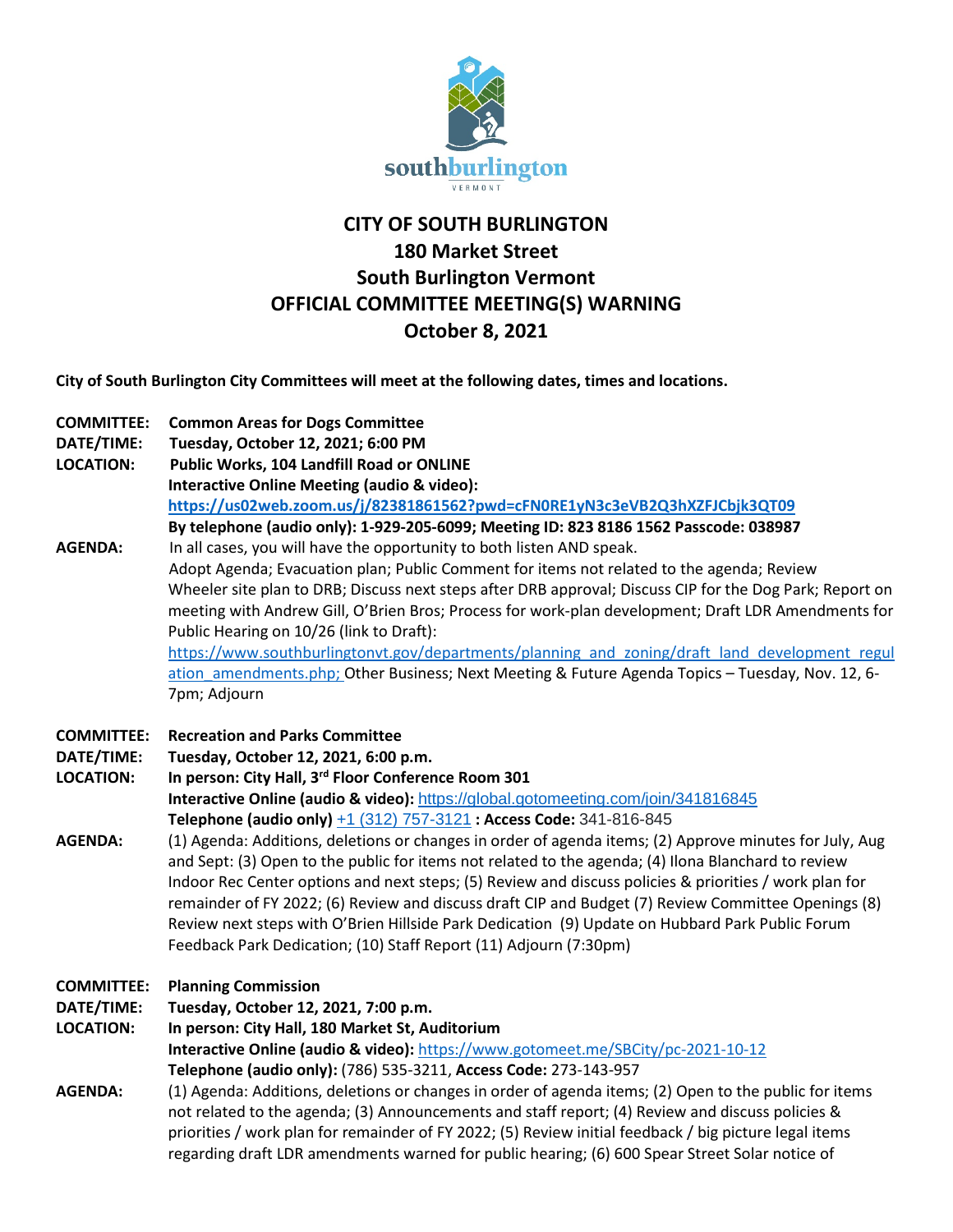# CITY OF SOUTH BURLINGTON
## 180 Market Street
## South Burlington Vermont
## OFFICIAL COMMITTEE MEETING(S) WARNING
## October 8, 2021

**City of South Burlington City Committees will meet at the following dates, times and locations.**

**COMMITTEE:** **Common Areas for Dogs Committee**
**DATE/TIME:** **Tuesday, October 12, 2021; 6:00 PM**
**LOCATION:** **Public Works, 104 Landfill Road or ONLINE**
**Interactive Online Meeting (audio & video):**
**https://us02web.zoom.us/j/82381861562?pwd=cFN0RE1yN3c3eVB2Q3hXZFJCbjk3QT09**
**By telephone (audio only): 1-929-205-6099; Meeting ID: 823 8186 1562 Passcode: 038987**
**AGENDA:** In all cases, you will have the opportunity to both listen AND speak.
Adopt Agenda; Evacuation plan; Public Comment for items not related to the agenda; Review Wheeler site plan to DRB; Discuss next steps after DRB approval; Discuss CIP for the Dog Park; Report on meeting with Andrew Gill, O'Brien Bros; Process for work-plan development; Draft LDR Amendments for Public Hearing on 10/26 (link to Draft): https://www.southburlingtonvt.gov/departments/planning_and_zoning/draft_land_development_regulation_amendments.php; Other Business; Next Meeting & Future Agenda Topics – Tuesday, Nov. 12, 6-7pm; Adjourn

**COMMITTEE:** **Recreation and Parks Committee**
**DATE/TIME:** **Tuesday, October 12, 2021, 6:00 p.m.**
**LOCATION:** **In person: City Hall, 3rd Floor Conference Room 301**
**Interactive Online (audio & video):** https://global.gotomeeting.com/join/341816845
**Telephone (audio only)** +1 (312) 757-3121 **: Access Code:** 341-816-845
**AGENDA:** (1) Agenda: Additions, deletions or changes in order of agenda items; (2) Approve minutes for July, Aug and Sept: (3) Open to the public for items not related to the agenda; (4) Ilona Blanchard to review Indoor Rec Center options and next steps; (5) Review and discuss policies & priorities / work plan for remainder of FY 2022; (6) Review and discuss draft CIP and Budget (7) Review Committee Openings (8) Review next steps with O'Brien Hillside Park Dedication (9) Update on Hubbard Park Public Forum Feedback Park Dedication; (10) Staff Report (11) Adjourn (7:30pm)

**COMMITTEE:** **Planning Commission**
**DATE/TIME:** **Tuesday, October 12, 2021, 7:00 p.m.**
**LOCATION:** **In person: City Hall, 180 Market St, Auditorium**
**Interactive Online (audio & video):** https://www.gotomeet.me/SBCity/pc-2021-10-12
**Telephone (audio only):** (786) 535-3211, **Access Code:** 273-143-957
**AGENDA:** (1) Agenda: Additions, deletions or changes in order of agenda items; (2) Open to the public for items not related to the agenda; (3) Announcements and staff report; (4) Review and discuss policies & priorities / work plan for remainder of FY 2022; (5) Review initial feedback / big picture legal items regarding draft LDR amendments warned for public hearing; (6) 600 Spear Street Solar notice of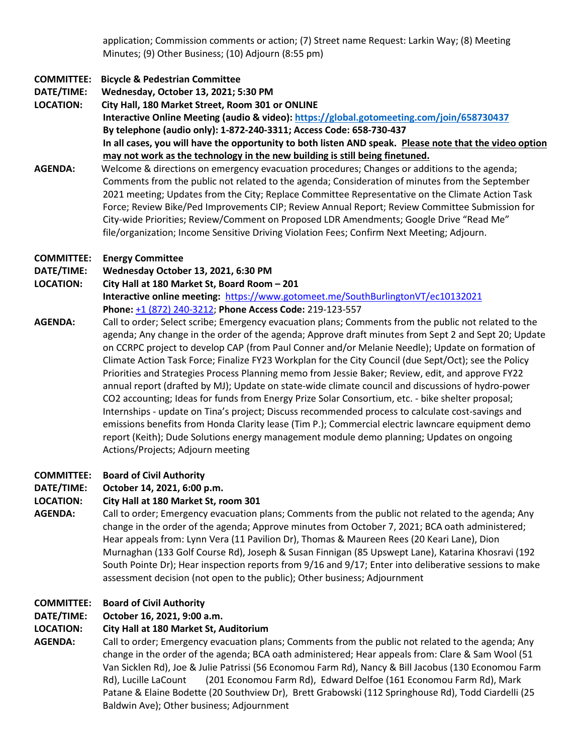application; Commission comments or action; (7) Street name Request: Larkin Way; (8) Meeting Minutes; (9) Other Business; (10) Adjourn (8:55 pm)

**COMMITTEE:** **Bicycle & Pedestrian Committee**
**DATE/TIME:** **Wednesday, October 13, 2021; 5:30 PM**
**LOCATION:** **City Hall, 180 Market Street, Room 301 or ONLINE**
**Interactive Online Meeting (audio & video): https://global.gotomeeting.com/join/658730437**
**By telephone (audio only): 1-872-240-3311; Access Code: 658-730-437**
**In all cases, you will have the opportunity to both listen AND speak. Please note that the video option may not work as the technology in the new building is still being finetuned.**
**AGENDA:** Welcome & directions on emergency evacuation procedures; Changes or additions to the agenda; Comments from the public not related to the agenda; Consideration of minutes from the September 2021 meeting; Updates from the City; Replace Committee Representative on the Climate Action Task Force; Review Bike/Ped Improvements CIP; Review Annual Report; Review Committee Submission for City-wide Priorities; Review/Comment on Proposed LDR Amendments; Google Drive "Read Me" file/organization; Income Sensitive Driving Violation Fees; Confirm Next Meeting; Adjourn.

**COMMITTEE:** **Energy Committee**
**DATE/TIME:** **Wednesday October 13, 2021, 6:30 PM**
**LOCATION:** **City Hall at 180 Market St, Board Room – 201**
**Interactive online meeting:** https://www.gotomeet.me/SouthBurlingtonVT/ec10132021
**Phone:** +1 (872) 240-3212; **Phone Access Code:** 219-123-557
**AGENDA:** Call to order; Select scribe; Emergency evacuation plans; Comments from the public not related to the agenda; Any change in the order of the agenda; Approve draft minutes from Sept 2 and Sept 20; Update on CCRPC project to develop CAP (from Paul Conner and/or Melanie Needle); Update on formation of Climate Action Task Force; Finalize FY23 Workplan for the City Council (due Sept/Oct); see the Policy Priorities and Strategies Process Planning memo from Jessie Baker; Review, edit, and approve FY22 annual report (drafted by MJ); Update on state-wide climate council and discussions of hydro-power CO2 accounting; Ideas for funds from Energy Prize Solar Consortium, etc. - bike shelter proposal; Internships - update on Tina's project; Discuss recommended process to calculate cost-savings and emissions benefits from Honda Clarity lease (Tim P.); Commercial electric lawncare equipment demo report (Keith); Dude Solutions energy management module demo planning; Updates on ongoing Actions/Projects; Adjourn meeting

**COMMITTEE:** **Board of Civil Authority**
**DATE/TIME:** **October 14, 2021, 6:00 p.m.**
**LOCATION:** **City Hall at 180 Market St, room 301**
**AGENDA:** Call to order; Emergency evacuation plans; Comments from the public not related to the agenda; Any change in the order of the agenda; Approve minutes from October 7, 2021; BCA oath administered; Hear appeals from: Lynn Vera (11 Pavilion Dr), Thomas & Maureen Rees (20 Keari Lane), Dion Murnaghan (133 Golf Course Rd), Joseph & Susan Finnigan (85 Upswept Lane), Katarina Khosravi (192 South Pointe Dr); Hear inspection reports from 9/16 and 9/17; Enter into deliberative sessions to make assessment decision (not open to the public); Other business; Adjournment

**COMMITTEE:** **Board of Civil Authority**
**DATE/TIME:** **October 16, 2021, 9:00 a.m.**
**LOCATION:** **City Hall at 180 Market St, Auditorium**
**AGENDA:** Call to order; Emergency evacuation plans; Comments from the public not related to the agenda; Any change in the order of the agenda; BCA oath administered; Hear appeals from: Clare & Sam Wool (51 Van Sicklen Rd), Joe & Julie Patrissi (56 Economou Farm Rd), Nancy & Bill Jacobus (130 Economou Farm Rd), Lucille LaCount (201 Economou Farm Rd), Edward Delfoe (161 Economou Farm Rd), Mark Patane & Elaine Bodette (20 Southview Dr), Brett Grabowski (112 Springhouse Rd), Todd Ciardelli (25 Baldwin Ave); Other business; Adjournment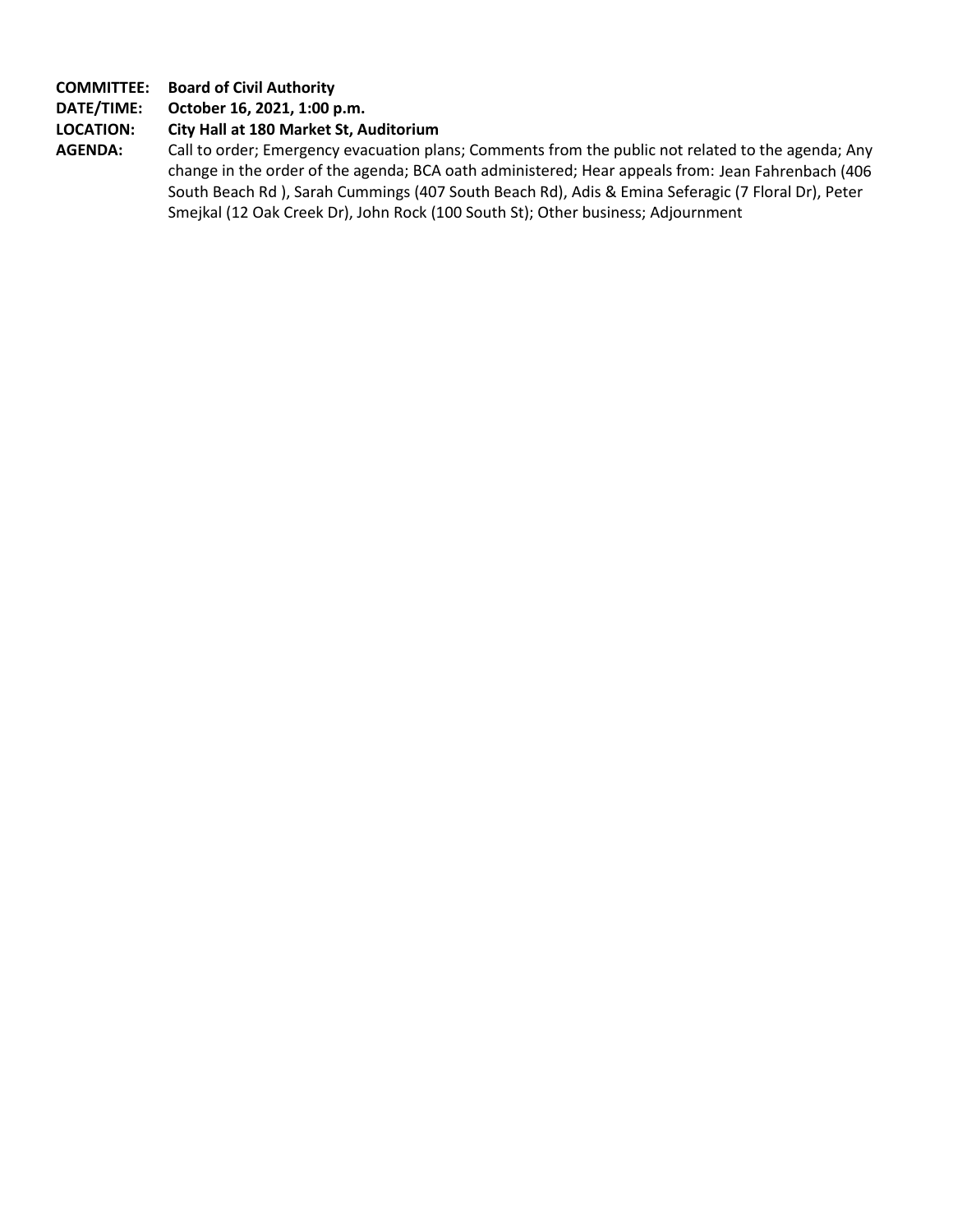**COMMITTEE:** **Board of Civil Authority**

**DATE/TIME:** **October 16, 2021, 1:00 p.m.**

**LOCATION:** **City Hall at 180 Market St, Auditorium**

**AGENDA:** Call to order; Emergency evacuation plans; Comments from the public not related to the agenda; Any change in the order of the agenda; BCA oath administered; Hear appeals from: Jean Fahrenbach (406 South Beach Rd ), Sarah Cummings (407 South Beach Rd), Adis & Emina Seferagic (7 Floral Dr), Peter Smejkal (12 Oak Creek Dr), John Rock (100 South St); Other business; Adjournment